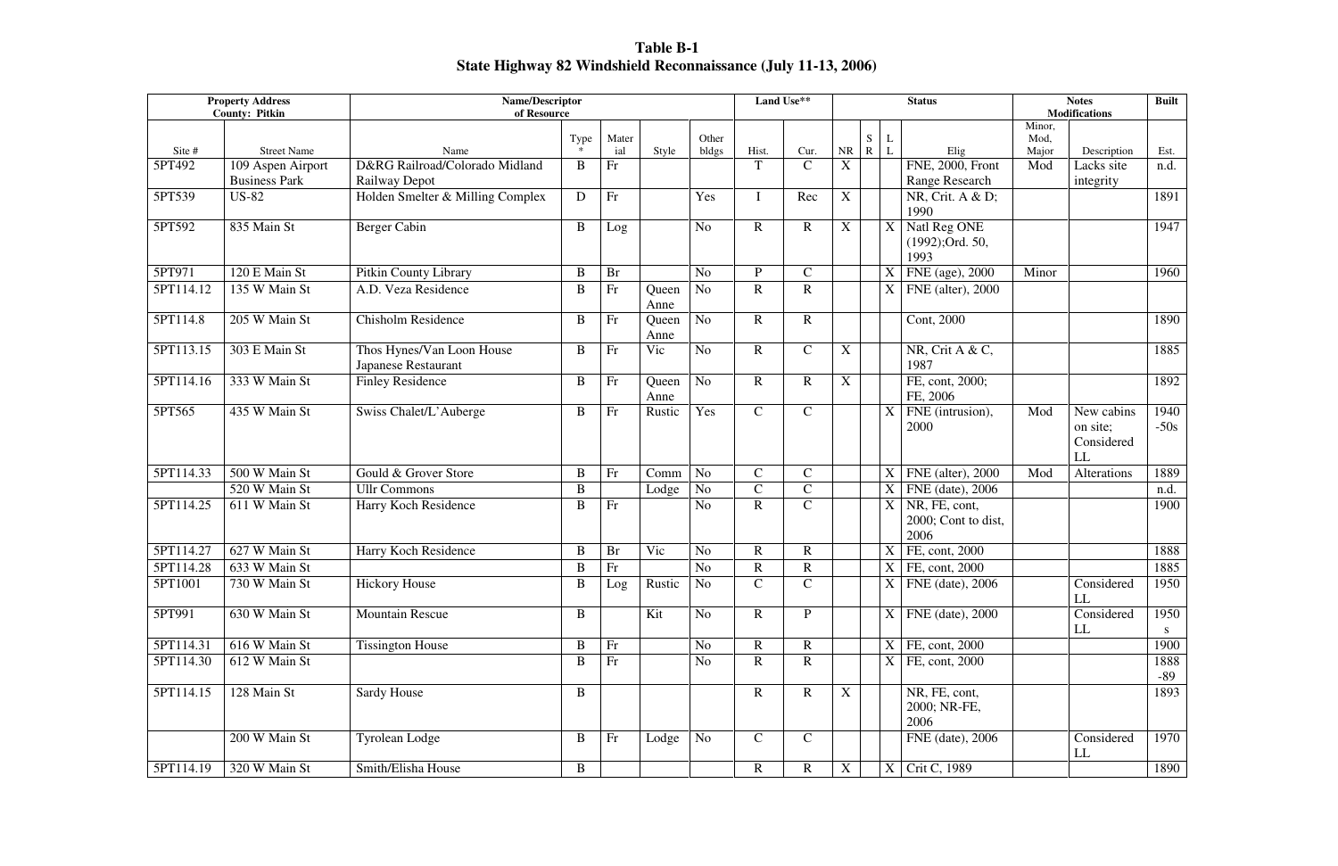**Table B-1**
**State Highway 82 Windshield Reconnaissance (July 11-13, 2006)**

| Property Address County: Pitkin | | Name/Descriptor of Resource | | | | | Land Use** | | Status | | | | Notes Modifications | | Built |
|---|---|---|---|---|---|---|---|---|---|---|---|---|---|---|---|
| Site # | Street Name | Name | Type * | Material | Style | Other bldgs | Hist. | Cur. | NR | SR | LL | Elig | Minor, Mod, Major | Description | Est. |
| 5PT492 | 109 Aspen Airport Business Park | D&RG Railroad/Colorado Midland Railway Depot | B | Fr | | | T | C | X | | | FNE, 2000, Front Range Research | Mod | Lacks site integrity | n.d. |
| 5PT539 | US-82 | Holden Smelter & Milling Complex | D | Fr | | Yes | I | Rec | X | | | NR, Crit. A & D; 1990 | | | 1891 |
| 5PT592 | 835 Main St | Berger Cabin | B | Log | | No | R | R | X | | X | Natl Reg ONE (1992);Ord. 50, 1993 | | | 1947 |
| 5PT971 | 120 E Main St | Pitkin County Library | B | Br | | No | P | C | | | X | FNE (age), 2000 | Minor | | 1960 |
| 5PT114.12 | 135 W Main St | A.D. Veza Residence | B | Fr | Queen Anne | No | R | R | | | X | FNE (alter), 2000 | | | |
| 5PT114.8 | 205 W Main St | Chisholm Residence | B | Fr | Queen Anne | No | R | R | | | | Cont, 2000 | | | 1890 |
| 5PT113.15 | 303 E Main St | Thos Hynes/Van Loon House Japanese Restaurant | B | Fr | Vic | No | R | C | X | | | NR, Crit A & C, 1987 | | | 1885 |
| 5PT114.16 | 333 W Main St | Finley Residence | B | Fr | Queen Anne | No | R | R | X | | | FE, cont, 2000; FE, 2006 | | | 1892 |
| 5PT565 | 435 W Main St | Swiss Chalet/L'Auberge | B | Fr | Rustic | Yes | C | C | | | X | FNE (intrusion), 2000 | Mod | New cabins on site; Considered LL | 1940 -50s |
| 5PT114.33 | 500 W Main St | Gould & Grover Store | B | Fr | Comm | No | C | C | | | X | FNE (alter), 2000 | Mod | Alterations | 1889 |
| | 520 W Main St | Ullr Commons | B | | Lodge | No | C | C | | | X | FNE (date), 2006 | | | n.d. |
| 5PT114.25 | 611 W Main St | Harry Koch Residence | B | Fr | | No | R | C | | | X | NR, FE, cont, 2000; Cont to dist, 2006 | | | 1900 |
| 5PT114.27 | 627 W Main St | Harry Koch Residence | B | Br | Vic | No | R | R | | | X | FE, cont, 2000 | | | 1888 |
| 5PT114.28 | 633 W Main St | | B | Fr | | No | R | R | | | X | FE, cont, 2000 | | | 1885 |
| 5PT1001 | 730 W Main St | Hickory House | B | Log | Rustic | No | C | C | | | X | FNE (date), 2006 | | Considered LL | 1950 |
| 5PT991 | 630 W Main St | Mountain Rescue | B | | Kit | No | R | P | | | X | FNE (date), 2000 | | Considered LL | 1950s |
| 5PT114.31 | 616 W Main St | Tissington House | B | Fr | | No | R | R | | | X | FE, cont, 2000 | | | 1900 |
| 5PT114.30 | 612 W Main St | | B | Fr | | No | R | R | | | X | FE, cont, 2000 | | | 1888 -89 |
| 5PT114.15 | 128 Main St | Sardy House | B | | | | R | R | X | | | NR, FE, cont, 2000; NR-FE, 2006 | | | 1893 |
| | 200 W Main St | Tyrolean Lodge | B | Fr | Lodge | No | C | C | | | | FNE (date), 2006 | | Considered LL | 1970 |
| 5PT114.19 | 320 W Main St | Smith/Elisha House | B | | | | R | R | X | | X | Crit C, 1989 | | | 1890 |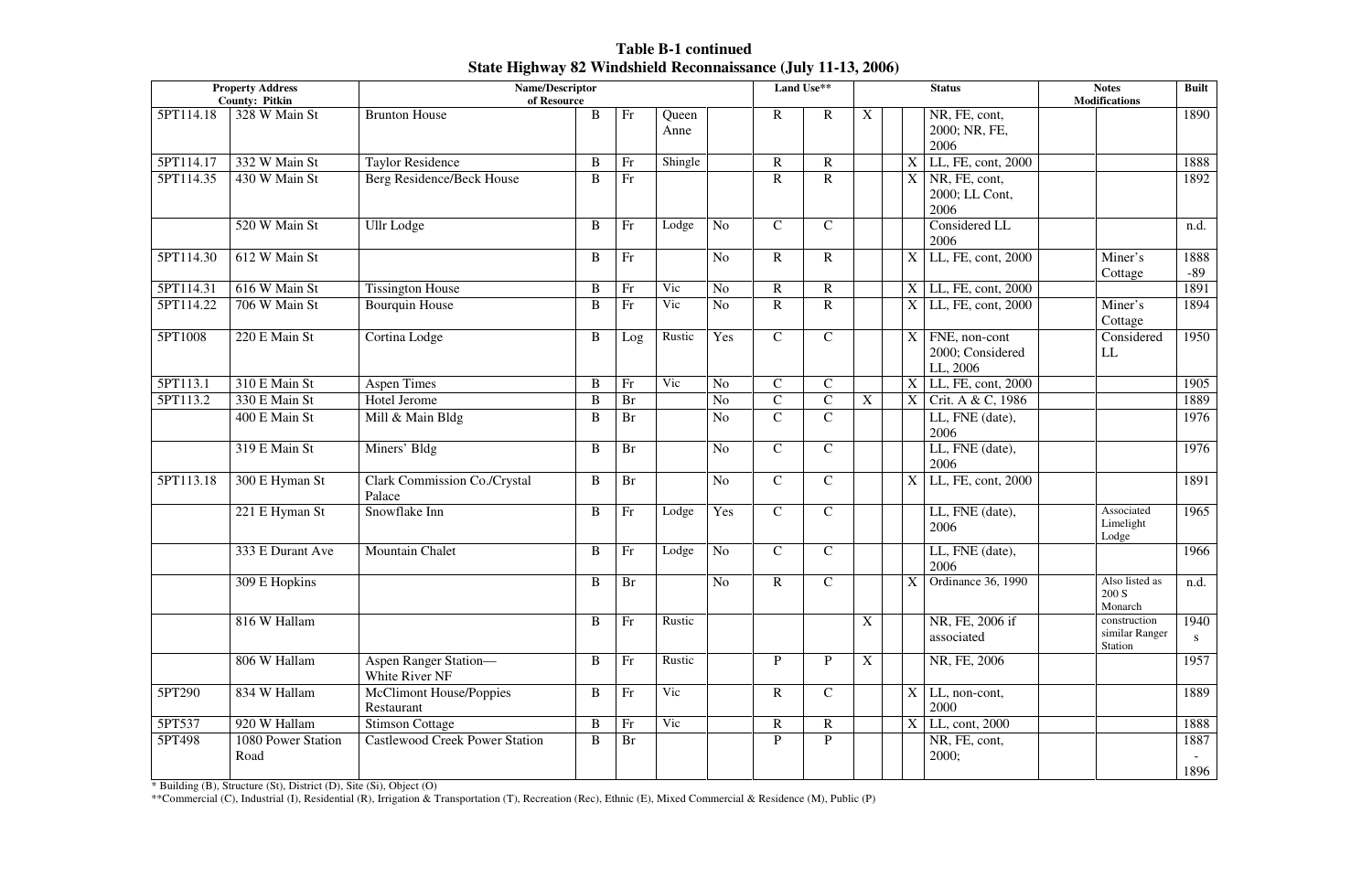**Table B-1 continued**
**State Highway 82 Windshield Reconnaissance (July 11-13, 2006)**

| Property Address County: Pitkin | | Name/Descriptor of Resource | | | | | Land Use** | | Status | | | | Notes Modifications | | Built |
|---|---|---|---|---|---|---|---|---|---|---|---|---|---|---|---|
| 5PT114.18 | 328 W Main St | Brunton House | B | Fr | Queen Anne | | R | R | X | | | NR, FE, cont, 2000; NR, FE, 2006 | | | 1890 |
| 5PT114.17 | 332 W Main St | Taylor Residence | B | Fr | Shingle | | R | R | | | X | LL, FE, cont, 2000 | | | 1888 |
| 5PT114.35 | 430 W Main St | Berg Residence/Beck House | B | Fr | | | R | R | | | X | NR, FE, cont, 2000; LL Cont, 2006 | | | 1892 |
| | 520 W Main St | Ullr Lodge | B | Fr | Lodge | No | C | C | | | | Considered LL 2006 | | | n.d. |
| 5PT114.30 | 612 W Main St | | B | Fr | | No | R | R | | | X | LL, FE, cont, 2000 | | Miner's Cottage | 1888-89 |
| 5PT114.31 | 616 W Main St | Tissington House | B | Fr | Vic | No | R | R | | | X | LL, FE, cont, 2000 | | | 1891 |
| 5PT114.22 | 706 W Main St | Bourquin House | B | Fr | Vic | No | R | R | | | X | LL, FE, cont, 2000 | | Miner's Cottage | 1894 |
| 5PT1008 | 220 E Main St | Cortina Lodge | B | Log | Rustic | Yes | C | C | | | X | FNE, non-cont 2000; Considered LL, 2006 | | Considered LL | 1950 |
| 5PT113.1 | 310 E Main St | Aspen Times | B | Fr | Vic | No | C | C | | | X | LL, FE, cont, 2000 | | | 1905 |
| 5PT113.2 | 330 E Main St | Hotel Jerome | B | Br | | No | C | C | X | | X | Crit. A & C, 1986 | | | 1889 |
| | 400 E Main St | Mill & Main Bldg | B | Br | | No | C | C | | | | LL, FNE (date), 2006 | | | 1976 |
| | 319 E Main St | Miners' Bldg | B | Br | | No | C | C | | | | LL, FNE (date), 2006 | | | 1976 |
| 5PT113.18 | 300 E Hyman St | Clark Commission Co./Crystal Palace | B | Br | | No | C | C | | | X | LL, FE, cont, 2000 | | | 1891 |
| | 221 E Hyman St | Snowflake Inn | B | Fr | Lodge | Yes | C | C | | | | LL, FNE (date), 2006 | | Associated Limelight Lodge | 1965 |
| | 333 E Durant Ave | Mountain Chalet | B | Fr | Lodge | No | C | C | | | | LL, FNE (date), 2006 | | | 1966 |
| | 309 E Hopkins | | B | Br | | No | R | C | | | X | Ordinance 36, 1990 | | Also listed as 200 S Monarch | n.d. |
| | 816 W Hallam | | B | Fr | Rustic | | | | X | | | NR, FE, 2006 if associated | | construction similar Ranger Station | 1940s |
| | 806 W Hallam | Aspen Ranger Station—White River NF | B | Fr | Rustic | | P | P | X | | | NR, FE, 2006 | | | 1957 |
| 5PT290 | 834 W Hallam | McClimont House/Poppies Restaurant | B | Fr | Vic | | R | C | | | X | LL, non-cont, 2000 | | | 1889 |
| 5PT537 | 920 W Hallam | Stimson Cottage | B | Fr | Vic | | R | R | | | X | LL, cont, 2000 | | | 1888 |
| 5PT498 | 1080 Power Station Road | Castlewood Creek Power Station | B | Br | | | P | P | | | | NR, FE, cont, 2000; | | | 1887 - 1896 |

\* Building (B), Structure (St), District (D), Site (Si), Object (O)
\*\*Commercial (C), Industrial (I), Residential (R), Irrigation & Transportation (T), Recreation (Rec), Ethnic (E), Mixed Commercial & Residence (M), Public (P)